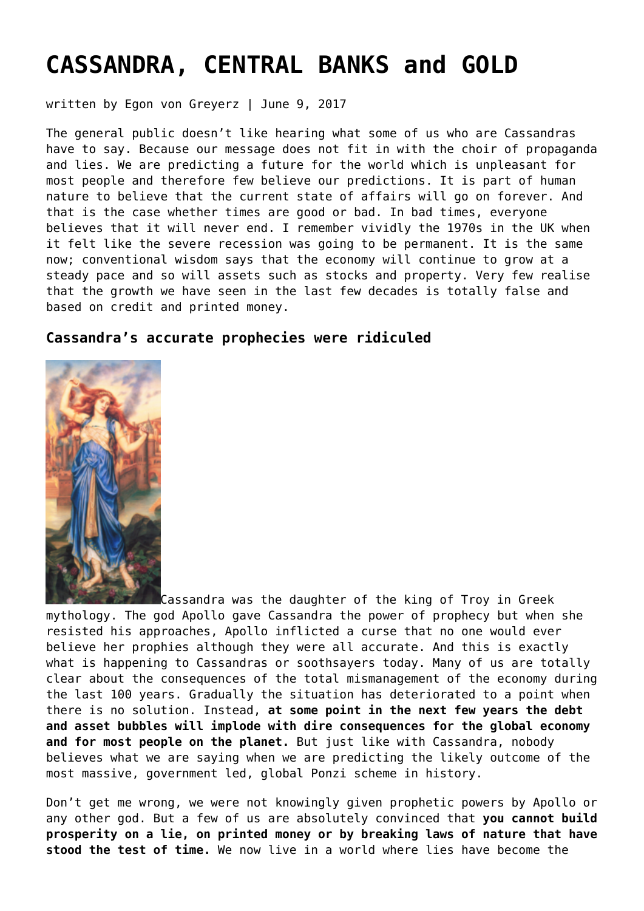# CASSANDRA, CENTRAL BANKS and GOLD

written by Egon von Greyerz | June 9, 2017

The general public doesn't like hearing what some of us who are Cassandras have to say. Because our message does not fit in with the choir of propaganda and lies. We are predicting a future for the world which is unpleasant for most people and therefore few believe our predictions. It is part of human nature to believe that the current state of affairs will go on forever. And that is the case whether times are good or bad. In bad times, everyone believes that it will never end. I remember vividly the 1970s in the UK when it felt like the severe recession was going to be permanent. It is the same now; conventional wisdom says that the economy will continue to grow at a steady pace and so will assets such as stocks and property. Very few realise that the growth we have seen in the last few decades is totally false and based on credit and printed money.

### Cassandra's accurate prophecies were ridiculed

Cassandra was the daughter of the king of Troy in Greek mythology. The god Apollo gave Cassandra the power of prophecy but when she resisted his approaches, Apollo inflicted a curse that no one would ever believe her prophies although they were all accurate. And this is exactly what is happening to Cassandras or soothsayers today. Many of us are totally clear about the consequences of the total mismanagement of the economy during the last 100 years. Gradually the situation has deteriorated to a point when there is no solution. Instead, **at some point in the next few years the debt and asset bubbles will implode with dire consequences for the global economy and for most people on the planet.** But just like with Cassandra, nobody believes what we are saying when we are predicting the likely outcome of the most massive, government led, global Ponzi scheme in history.

Don't get me wrong, we were not knowingly given prophetic powers by Apollo or any other god. But a few of us are absolutely convinced that **you cannot build prosperity on a lie, on printed money or by breaking laws of nature that have stood the test of time.** We now live in a world where lies have become the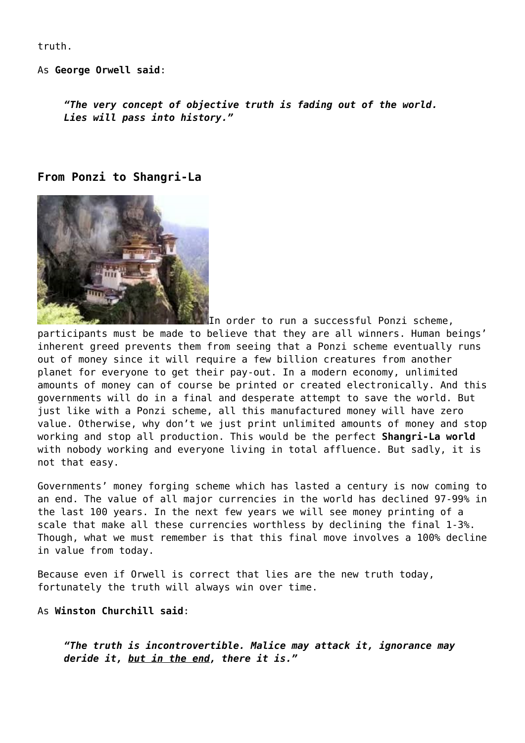truth.

As **George Orwell said**:

> ***"The very concept of objective truth is fading out of the world. Lies will pass into history."***

### From Ponzi to Shangri-La

In order to run a successful Ponzi scheme, participants must be made to believe that they are all winners. Human beings' inherent greed prevents them from seeing that a Ponzi scheme eventually runs out of money since it will require a few billion creatures from another planet for everyone to get their pay-out. In a modern economy, unlimited amounts of money can of course be printed or created electronically. And this governments will do in a final and desperate attempt to save the world. But just like with a Ponzi scheme, all this manufactured money will have zero value. Otherwise, why don't we just print unlimited amounts of money and stop working and stop all production. This would be the perfect **Shangri-La world** with nobody working and everyone living in total affluence. But sadly, it is not that easy.

Governments' money forging scheme which has lasted a century is now coming to an end. The value of all major currencies in the world has declined 97-99% in the last 100 years. In the next few years we will see money printing of a scale that make all these currencies worthless by declining the final 1-3%. Though, what we must remember is that this final move involves a 100% decline in value from today.

Because even if Orwell is correct that lies are the new truth today, fortunately the truth will always win over time.

As **Winston Churchill said**:

> ***"The truth is incontrovertible. Malice may attack it, ignorance may deride it, <u>but in the end</u>, there it is."***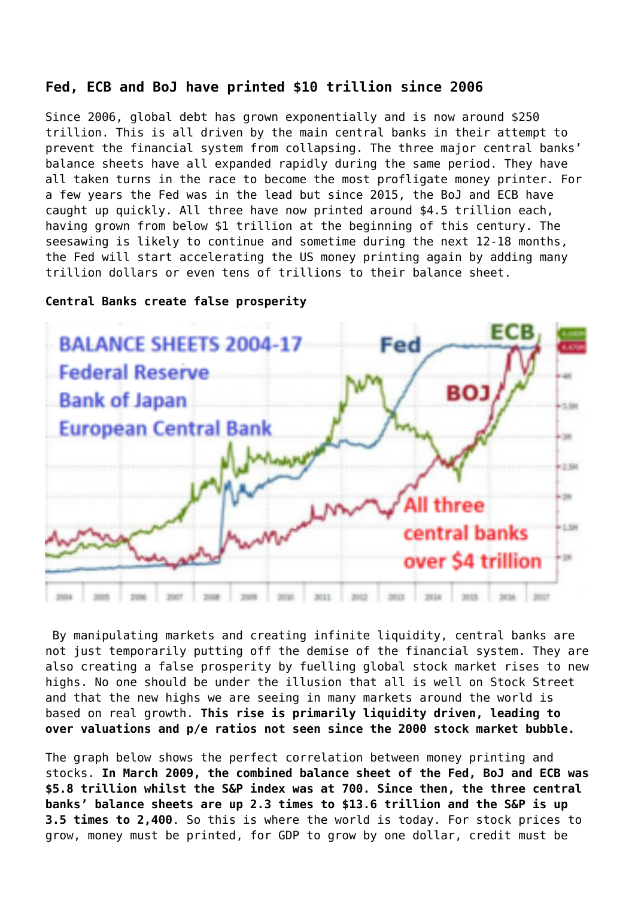### Fed, ECB and BoJ have printed $10 trillion since 2006

Since 2006, global debt has grown exponentially and is now around $250 trillion. This is all driven by the main central banks in their attempt to prevent the financial system from collapsing. The three major central banks' balance sheets have all expanded rapidly during the same period. They have all taken turns in the race to become the most profligate money printer. For a few years the Fed was in the lead but since 2015, the BoJ and ECB have caught up quickly. All three have now printed around $4.5 trillion each, having grown from below $1 trillion at the beginning of this century. The seesawing is likely to continue and sometime during the next 12-18 months, the Fed will start accelerating the US money printing again by adding many trillion dollars or even tens of trillions to their balance sheet.

**Central Banks create false prosperity**

By manipulating markets and creating infinite liquidity, central banks are not just temporarily putting off the demise of the financial system. They are also creating a false prosperity by fuelling global stock market rises to new highs. No one should be under the illusion that all is well on Stock Street and that the new highs we are seeing in many markets around the world is based on real growth. **This rise is primarily liquidity driven, leading to over valuations and p/e ratios not seen since the 2000 stock market bubble.**

The graph below shows the perfect correlation between money printing and stocks. **In March 2009, the combined balance sheet of the Fed, BoJ and ECB was $5.8 trillion whilst the S&P index was at 700. Since then, the three central banks' balance sheets are up 2.3 times to $13.6 trillion and the S&P is up 3.5 times to 2,400**. So this is where the world is today. For stock prices to grow, money must be printed, for GDP to grow by one dollar, credit must be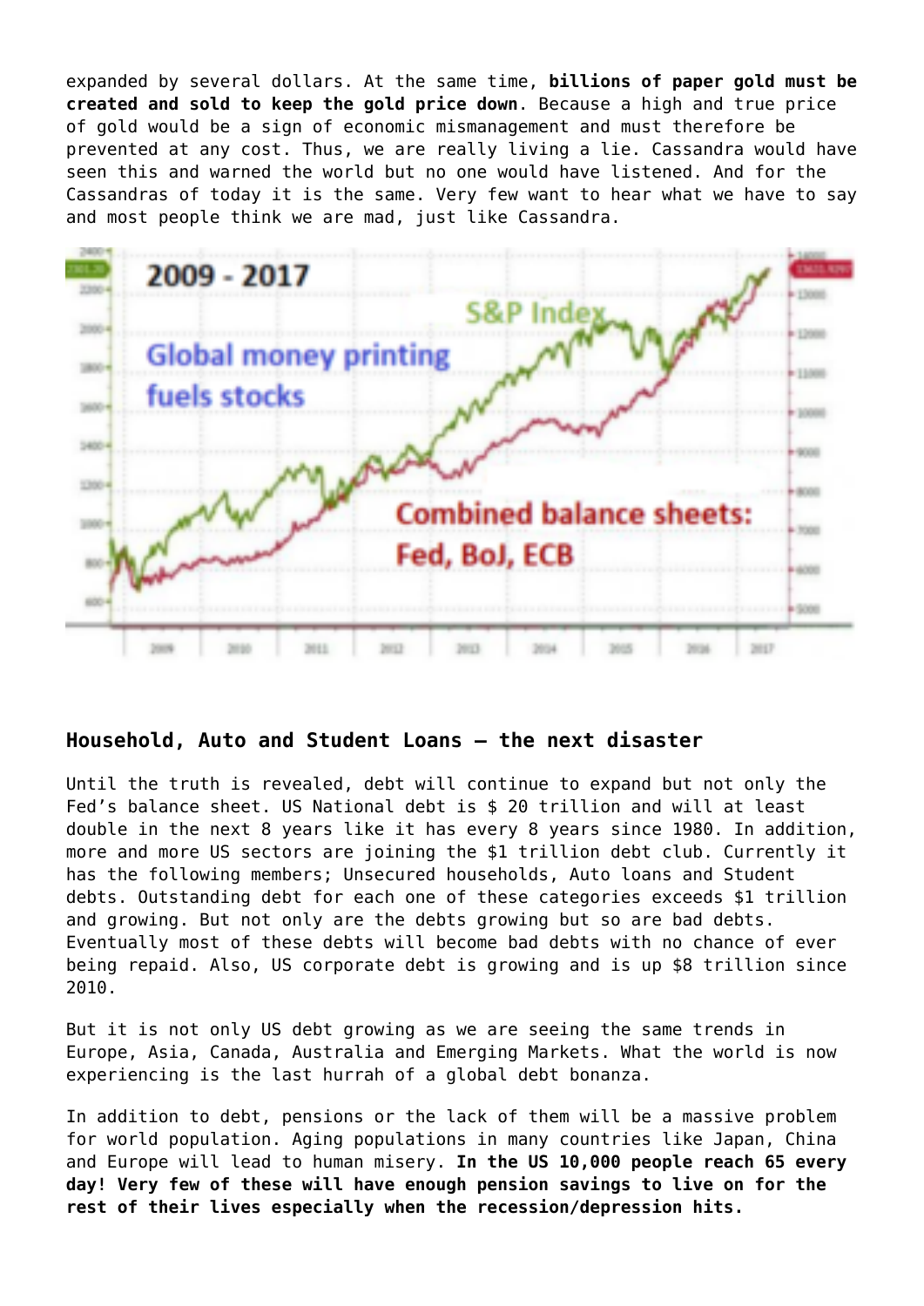expanded by several dollars. At the same time, **billions of paper gold must be created and sold to keep the gold price down**. Because a high and true price of gold would be a sign of economic mismanagement and must therefore be prevented at any cost. Thus, we are really living a lie. Cassandra would have seen this and warned the world but no one would have listened. And for the Cassandras of today it is the same. Very few want to hear what we have to say and most people think we are mad, just like Cassandra.

### Household, Auto and Student Loans – the next disaster

Until the truth is revealed, debt will continue to expand but not only the Fed's balance sheet. US National debt is $ 20 trillion and will at least double in the next 8 years like it has every 8 years since 1980. In addition, more and more US sectors are joining the $1 trillion debt club. Currently it has the following members; Unsecured households, Auto loans and Student debts. Outstanding debt for each one of these categories exceeds $1 trillion and growing. But not only are the debts growing but so are bad debts. Eventually most of these debts will become bad debts with no chance of ever being repaid. Also, US corporate debt is growing and is up $8 trillion since 2010.

But it is not only US debt growing as we are seeing the same trends in Europe, Asia, Canada, Australia and Emerging Markets. What the world is now experiencing is the last hurrah of a global debt bonanza.

In addition to debt, pensions or the lack of them will be a massive problem for world population. Aging populations in many countries like Japan, China and Europe will lead to human misery. **In the US 10,000 people reach 65 every day! Very few of these will have enough pension savings to live on for the rest of their lives especially when the recession/depression hits.**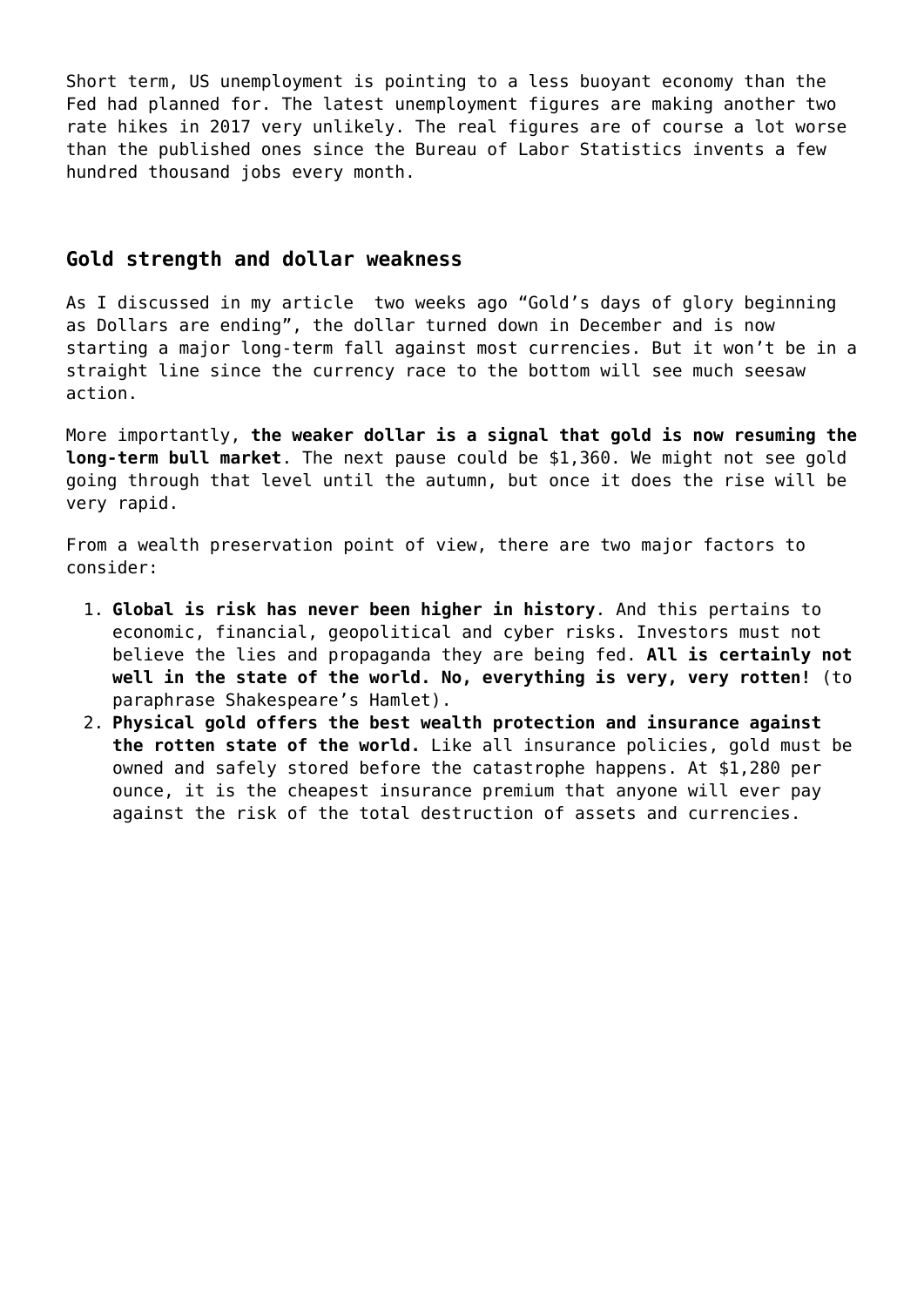Short term, US unemployment is pointing to a less buoyant economy than the Fed had planned for. The latest unemployment figures are making another two rate hikes in 2017 very unlikely. The real figures are of course a lot worse than the published ones since the Bureau of Labor Statistics invents a few hundred thousand jobs every month.

## Gold strength and dollar weakness

As I discussed in my article two weeks ago "Gold's days of glory beginning as Dollars are ending", the dollar turned down in December and is now starting a major long-term fall against most currencies. But it won't be in a straight line since the currency race to the bottom will see much seesaw action.

More importantly, **the weaker dollar is a signal that gold is now resuming the long-term bull market**. The next pause could be $1,360. We might not see gold going through that level until the autumn, but once it does the rise will be very rapid.

From a wealth preservation point of view, there are two major factors to consider:

1. **Global is risk has never been higher in history**. And this pertains to economic, financial, geopolitical and cyber risks. Investors must not believe the lies and propaganda they are being fed. **All is certainly not well in the state of the world. No, everything is very, very rotten!** (to paraphrase Shakespeare's Hamlet).
2. **Physical gold offers the best wealth protection and insurance against the rotten state of the world.** Like all insurance policies, gold must be owned and safely stored before the catastrophe happens. At $1,280 per ounce, it is the cheapest insurance premium that anyone will ever pay against the risk of the total destruction of assets and currencies.